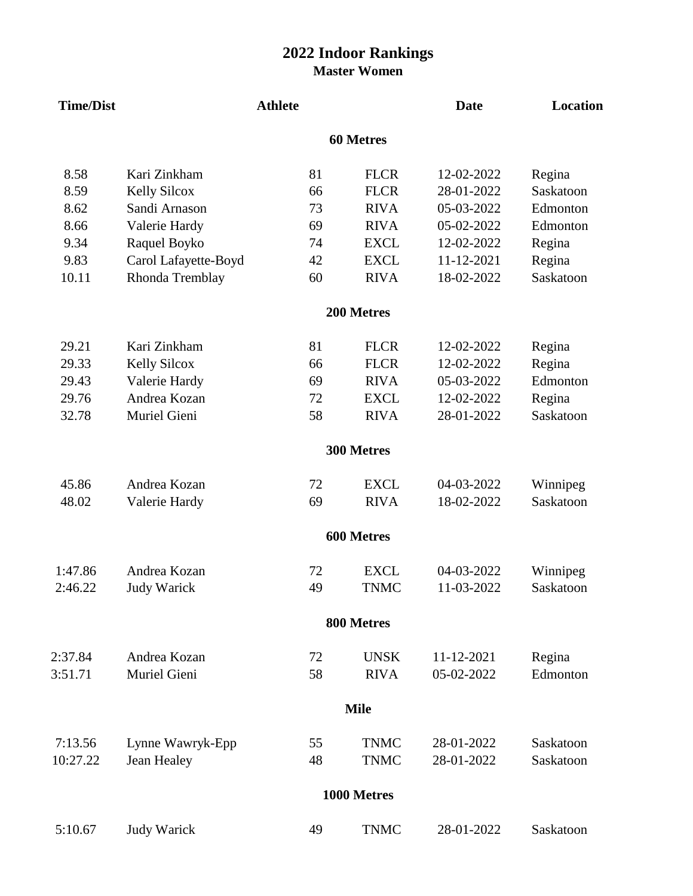# 2022 Indoor Rankings

## Master Women

| Time/Dist | Athlete | | | Date | Location |
|---|---|---|---|---|---|
| | | **60 Metres** | | | |
| 8.58 | Kari Zinkham | 81 | FLCR | 12-02-2022 | Regina |
| 8.59 | Kelly Silcox | 66 | FLCR | 28-01-2022 | Saskatoon |
| 8.62 | Sandi Arnason | 73 | RIVA | 05-03-2022 | Edmonton |
| 8.66 | Valerie Hardy | 69 | RIVA | 05-02-2022 | Edmonton |
| 9.34 | Raquel Boyko | 74 | EXCL | 12-02-2022 | Regina |
| 9.83 | Carol Lafayette-Boyd | 42 | EXCL | 11-12-2021 | Regina |
| 10.11 | Rhonda Tremblay | 60 | RIVA | 18-02-2022 | Saskatoon |
| | | **200 Metres** | | | |
| 29.21 | Kari Zinkham | 81 | FLCR | 12-02-2022 | Regina |
| 29.33 | Kelly Silcox | 66 | FLCR | 12-02-2022 | Regina |
| 29.43 | Valerie Hardy | 69 | RIVA | 05-03-2022 | Edmonton |
| 29.76 | Andrea Kozan | 72 | EXCL | 12-02-2022 | Regina |
| 32.78 | Muriel Gieni | 58 | RIVA | 28-01-2022 | Saskatoon |
| | | **300 Metres** | | | |
| 45.86 | Andrea Kozan | 72 | EXCL | 04-03-2022 | Winnipeg |
| 48.02 | Valerie Hardy | 69 | RIVA | 18-02-2022 | Saskatoon |
| | | **600 Metres** | | | |
| 1:47.86 | Andrea Kozan | 72 | EXCL | 04-03-2022 | Winnipeg |
| 2:46.22 | Judy Warick | 49 | TNMC | 11-03-2022 | Saskatoon |
| | | **800 Metres** | | | |
| 2:37.84 | Andrea Kozan | 72 | UNSK | 11-12-2021 | Regina |
| 3:51.71 | Muriel Gieni | 58 | RIVA | 05-02-2022 | Edmonton |
| | | **Mile** | | | |
| 7:13.56 | Lynne Wawryk-Epp | 55 | TNMC | 28-01-2022 | Saskatoon |
| 10:27.22 | Jean Healey | 48 | TNMC | 28-01-2022 | Saskatoon |
| | | **1000 Metres** | | | |
| 5:10.67 | Judy Warick | 49 | TNMC | 28-01-2022 | Saskatoon |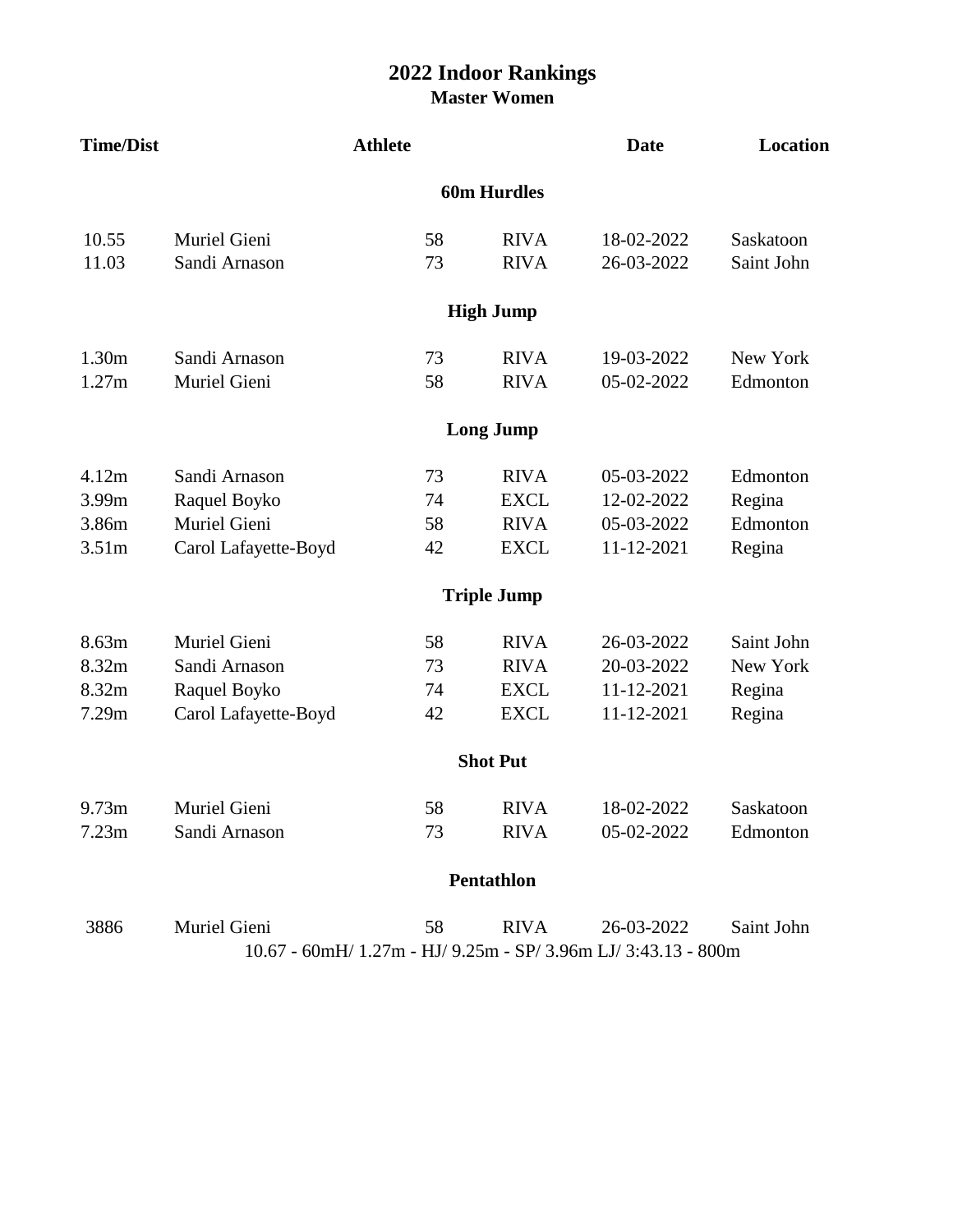# 2022 Indoor Rankings

## Master Women

| Time/Dist | Athlete | | | Date | Location |
|---|---|---|---|---|---|
| | | **60m Hurdles** | | | |
| 10.55 | Muriel Gieni | 58 | RIVA | 18-02-2022 | Saskatoon |
| 11.03 | Sandi Arnason | 73 | RIVA | 26-03-2022 | Saint John |
| | | **High Jump** | | | |
| 1.30m | Sandi Arnason | 73 | RIVA | 19-03-2022 | New York |
| 1.27m | Muriel Gieni | 58 | RIVA | 05-02-2022 | Edmonton |
| | | **Long Jump** | | | |
| 4.12m | Sandi Arnason | 73 | RIVA | 05-03-2022 | Edmonton |
| 3.99m | Raquel Boyko | 74 | EXCL | 12-02-2022 | Regina |
| 3.86m | Muriel Gieni | 58 | RIVA | 05-03-2022 | Edmonton |
| 3.51m | Carol Lafayette-Boyd | 42 | EXCL | 11-12-2021 | Regina |
| | | **Triple Jump** | | | |
| 8.63m | Muriel Gieni | 58 | RIVA | 26-03-2022 | Saint John |
| 8.32m | Sandi Arnason | 73 | RIVA | 20-03-2022 | New York |
| 8.32m | Raquel Boyko | 74 | EXCL | 11-12-2021 | Regina |
| 7.29m | Carol Lafayette-Boyd | 42 | EXCL | 11-12-2021 | Regina |
| | | **Shot Put** | | | |
| 9.73m | Muriel Gieni | 58 | RIVA | 18-02-2022 | Saskatoon |
| 7.23m | Sandi Arnason | 73 | RIVA | 05-02-2022 | Edmonton |
| | | **Pentathlon** | | | |
| 3886 | Muriel Gieni | 58 | RIVA | 26-03-2022 | Saint John |
| | 10.67 - 60mH/ 1.27m - HJ/ 9.25m - SP/ 3.96m LJ/ 3:43.13 - 800m | | | | |